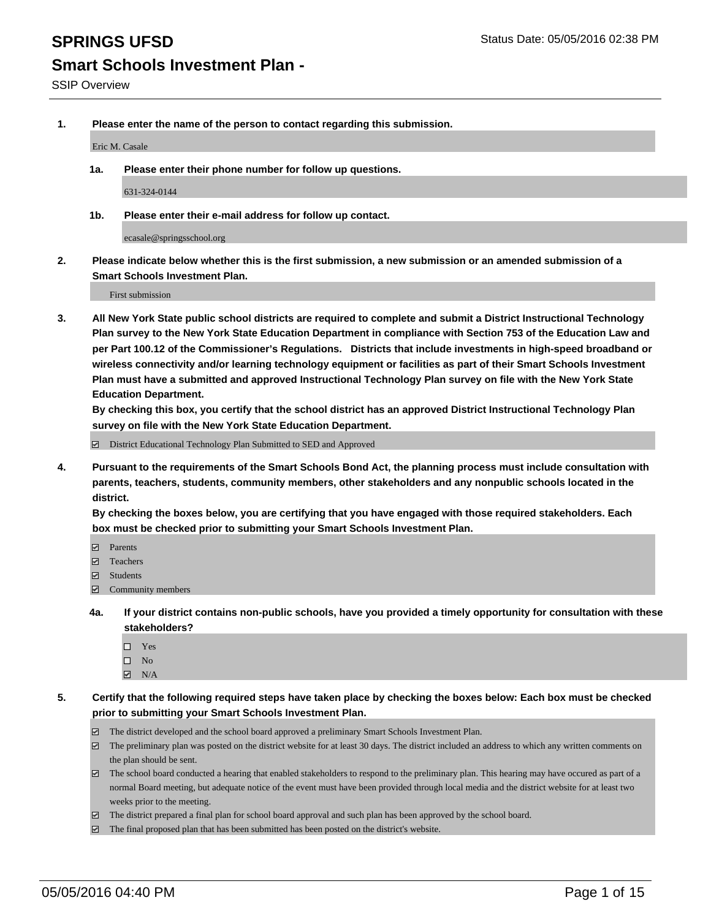# SPRINGS UFSD

Status Date: 05/05/2016 02:38 PM

## Smart Schools Investment Plan -

SSIP Overview

**1. Please enter the name of the person to contact regarding this submission.**

Eric M. Casale

**1a. Please enter their phone number for follow up questions.**

631-324-0144

**1b. Please enter their e-mail address for follow up contact.**

ecasale@springsschool.org

**2. Please indicate below whether this is the first submission, a new submission or an amended submission of a Smart Schools Investment Plan.**

First submission

**3. All New York State public school districts are required to complete and submit a District Instructional Technology Plan survey to the New York State Education Department in compliance with Section 753 of the Education Law and per Part 100.12 of the Commissioner's Regulations. Districts that include investments in high-speed broadband or wireless connectivity and/or learning technology equipment or facilities as part of their Smart Schools Investment Plan must have a submitted and approved Instructional Technology Plan survey on file with the New York State Education Department.**
**By checking this box, you certify that the school district has an approved District Instructional Technology Plan survey on file with the New York State Education Department.**

- ☑ District Educational Technology Plan Submitted to SED and Approved

**4. Pursuant to the requirements of the Smart Schools Bond Act, the planning process must include consultation with parents, teachers, students, community members, other stakeholders and any nonpublic schools located in the district.**
**By checking the boxes below, you are certifying that you have engaged with those required stakeholders. Each box must be checked prior to submitting your Smart Schools Investment Plan.**

- ☑ Parents
- ☑ Teachers
- ☑ Students
- ☑ Community members

**4a. If your district contains non-public schools, have you provided a timely opportunity for consultation with these stakeholders?**

- ☐ Yes
- ☐ No
- ☑ N/A

**5. Certify that the following required steps have taken place by checking the boxes below: Each box must be checked prior to submitting your Smart Schools Investment Plan.**

- ☑ The district developed and the school board approved a preliminary Smart Schools Investment Plan.
- ☑ The preliminary plan was posted on the district website for at least 30 days. The district included an address to which any written comments on the plan should be sent.
- ☑ The school board conducted a hearing that enabled stakeholders to respond to the preliminary plan. This hearing may have occured as part of a normal Board meeting, but adequate notice of the event must have been provided through local media and the district website for at least two weeks prior to the meeting.
- ☑ The district prepared a final plan for school board approval and such plan has been approved by the school board.
- ☑ The final proposed plan that has been submitted has been posted on the district's website.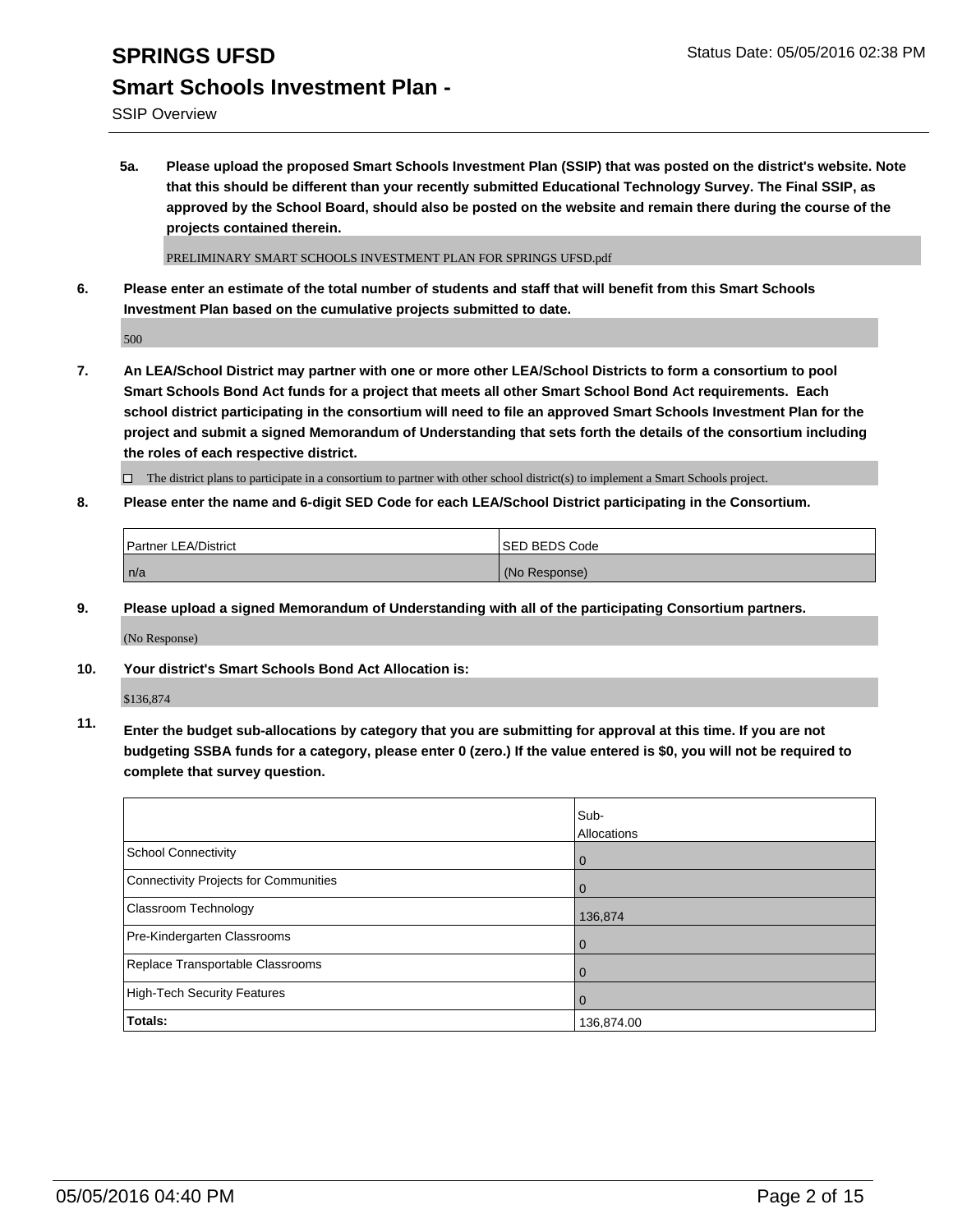# SPRINGS UFSD

## Smart Schools Investment Plan -

SSIP Overview

Status Date: 05/05/2016 02:38 PM

**5a. Please upload the proposed Smart Schools Investment Plan (SSIP) that was posted on the district's website. Note that this should be different than your recently submitted Educational Technology Survey. The Final SSIP, as approved by the School Board, should also be posted on the website and remain there during the course of the projects contained therein.**

PRELIMINARY SMART SCHOOLS INVESTMENT PLAN FOR SPRINGS UFSD.pdf

**6. Please enter an estimate of the total number of students and staff that will benefit from this Smart Schools Investment Plan based on the cumulative projects submitted to date.**

500

**7. An LEA/School District may partner with one or more other LEA/School Districts to form a consortium to pool Smart Schools Bond Act funds for a project that meets all other Smart School Bond Act requirements. Each school district participating in the consortium will need to file an approved Smart Schools Investment Plan for the project and submit a signed Memorandum of Understanding that sets forth the details of the consortium including the roles of each respective district.**

☐ The district plans to participate in a consortium to partner with other school district(s) to implement a Smart Schools project.

**8. Please enter the name and 6-digit SED Code for each LEA/School District participating in the Consortium.**

| Partner LEA/District | SED BEDS Code |
|---|---|
| n/a | (No Response) |

**9. Please upload a signed Memorandum of Understanding with all of the participating Consortium partners.**

(No Response)

**10. Your district's Smart Schools Bond Act Allocation is:**

$136,874

**11. Enter the budget sub-allocations by category that you are submitting for approval at this time. If you are not budgeting SSBA funds for a category, please enter 0 (zero.) If the value entered is $0, you will not be required to complete that survey question.**

| | Sub-Allocations |
|---|---|
| School Connectivity | 0 |
| Connectivity Projects for Communities | 0 |
| Classroom Technology | 136,874 |
| Pre-Kindergarten Classrooms | 0 |
| Replace Transportable Classrooms | 0 |
| High-Tech Security Features | 0 |
| **Totals:** | 136,874.00 |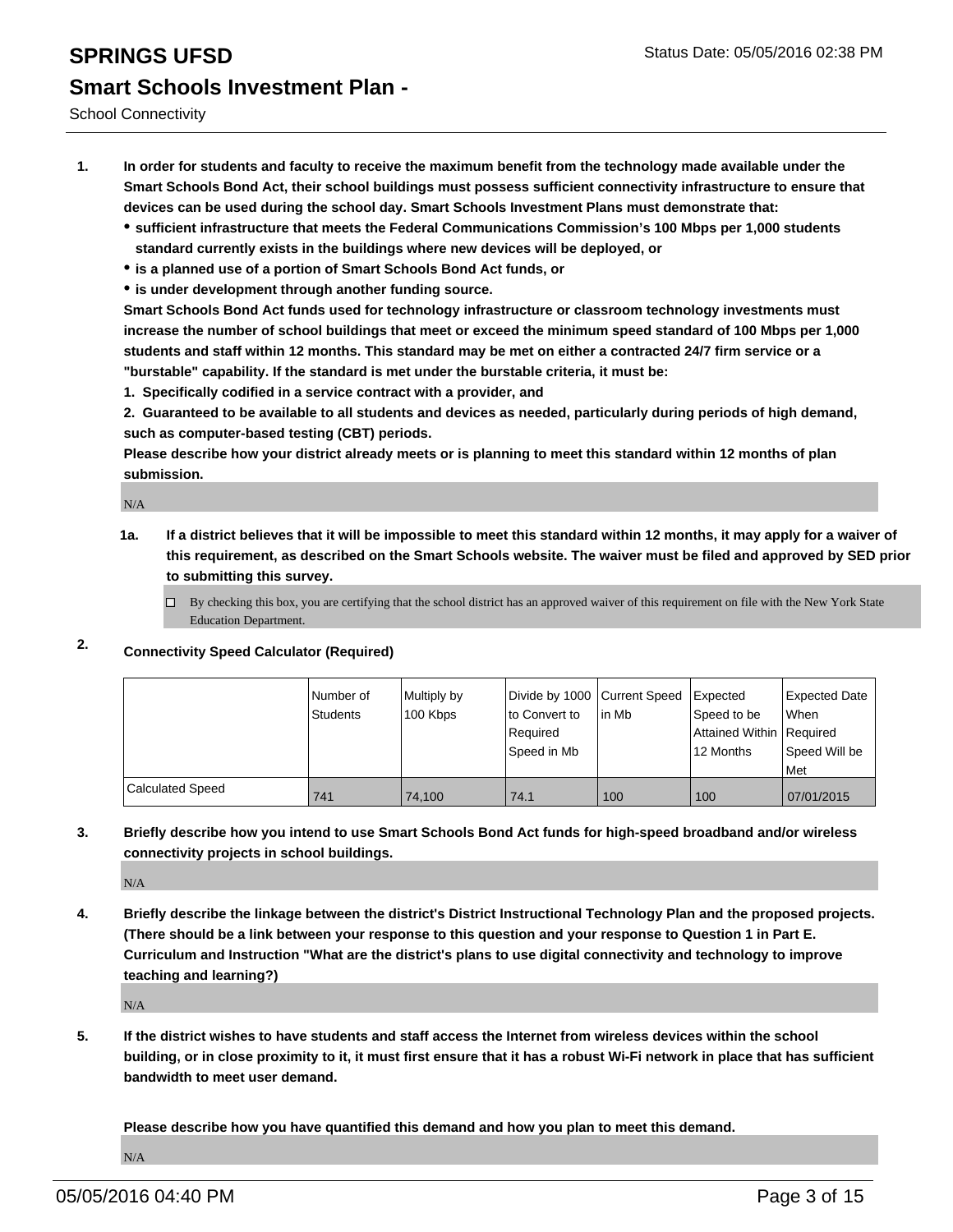# SPRINGS UFSD

Status Date: 05/05/2016 02:38 PM

## Smart Schools Investment Plan -

School Connectivity

1. **In order for students and faculty to receive the maximum benefit from the technology made available under the Smart Schools Bond Act, their school buildings must possess sufficient connectivity infrastructure to ensure that devices can be used during the school day. Smart Schools Investment Plans must demonstrate that:**
   - **sufficient infrastructure that meets the Federal Communications Commission's 100 Mbps per 1,000 students standard currently exists in the buildings where new devices will be deployed, or**
   - **is a planned use of a portion of Smart Schools Bond Act funds, or**
   - **is under development through another funding source.**

   **Smart Schools Bond Act funds used for technology infrastructure or classroom technology investments must increase the number of school buildings that meet or exceed the minimum speed standard of 100 Mbps per 1,000 students and staff within 12 months. This standard may be met on either a contracted 24/7 firm service or a "burstable" capability. If the standard is met under the burstable criteria, it must be:**

   **1. Specifically codified in a service contract with a provider, and**

   **2. Guaranteed to be available to all students and devices as needed, particularly during periods of high demand, such as computer-based testing (CBT) periods.**

   **Please describe how your district already meets or is planning to meet this standard within 12 months of plan submission.**

   N/A

   **1a. If a district believes that it will be impossible to meet this standard within 12 months, it may apply for a waiver of this requirement, as described on the Smart Schools website. The waiver must be filed and approved by SED prior to submitting this survey.**

   ☐ By checking this box, you are certifying that the school district has an approved waiver of this requirement on file with the New York State Education Department.

2. **Connectivity Speed Calculator (Required)**

| | Number of Students | Multiply by 100 Kbps | Divide by 1000 to Convert to Required Speed in Mb | Current Speed in Mb | Expected Speed to be Attained Within 12 Months | Expected Date When Required Speed Will be Met |
|---|---|---|---|---|---|---|
| Calculated Speed | 741 | 74,100 | 74.1 | 100 | 100 | 07/01/2015 |

3. **Briefly describe how you intend to use Smart Schools Bond Act funds for high-speed broadband and/or wireless connectivity projects in school buildings.**

   N/A

4. **Briefly describe the linkage between the district's District Instructional Technology Plan and the proposed projects. (There should be a link between your response to this question and your response to Question 1 in Part E. Curriculum and Instruction "What are the district's plans to use digital connectivity and technology to improve teaching and learning?)**

   N/A

5. **If the district wishes to have students and staff access the Internet from wireless devices within the school building, or in close proximity to it, it must first ensure that it has a robust Wi-Fi network in place that has sufficient bandwidth to meet user demand.**

   **Please describe how you have quantified this demand and how you plan to meet this demand.**

   N/A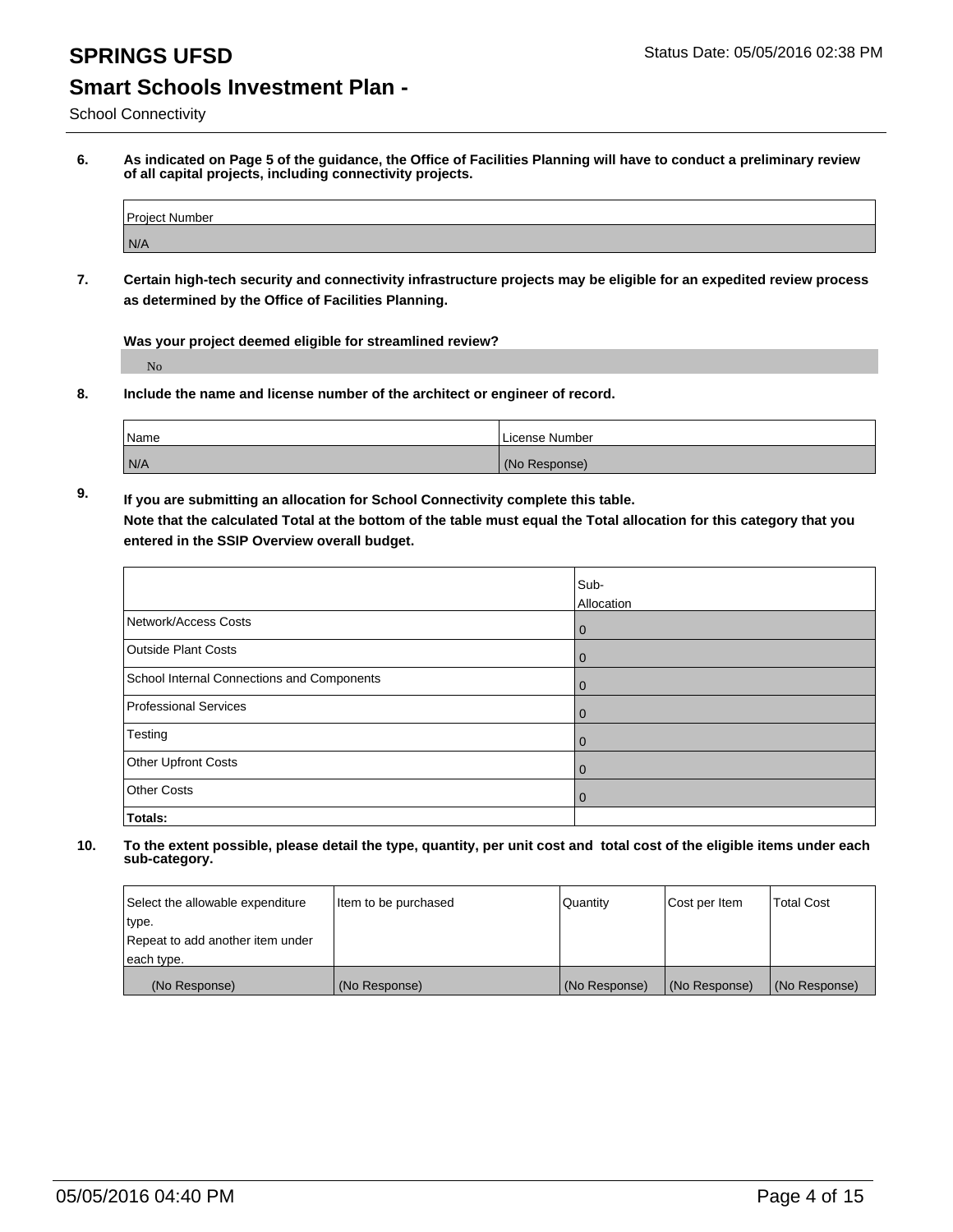# SPRINGS UFSD

## Smart Schools Investment Plan -

School Connectivity

**6. As indicated on Page 5 of the guidance, the Office of Facilities Planning will have to conduct a preliminary review of all capital projects, including connectivity projects.**

| Project Number |
|---|
| N/A |

**7. Certain high-tech security and connectivity infrastructure projects may be eligible for an expedited review process as determined by the Office of Facilities Planning.**

**Was your project deemed eligible for streamlined review?**

No

**8. Include the name and license number of the architect or engineer of record.**

| Name | License Number |
|---|---|
| N/A | (No Response) |

**9. If you are submitting an allocation for School Connectivity complete this table.**
**Note that the calculated Total at the bottom of the table must equal the Total allocation for this category that you entered in the SSIP Overview overall budget.**

| | Sub-Allocation |
|---|---|
| Network/Access Costs | 0 |
| Outside Plant Costs | 0 |
| School Internal Connections and Components | 0 |
| Professional Services | 0 |
| Testing | 0 |
| Other Upfront Costs | 0 |
| Other Costs | 0 |
| **Totals:** | |

**10. To the extent possible, please detail the type, quantity, per unit cost and total cost of the eligible items under each sub-category.**

| Select the allowable expenditure type. Repeat to add another item under each type. | Item to be purchased | Quantity | Cost per Item | Total Cost |
|---|---|---|---|---|
| (No Response) | (No Response) | (No Response) | (No Response) | (No Response) |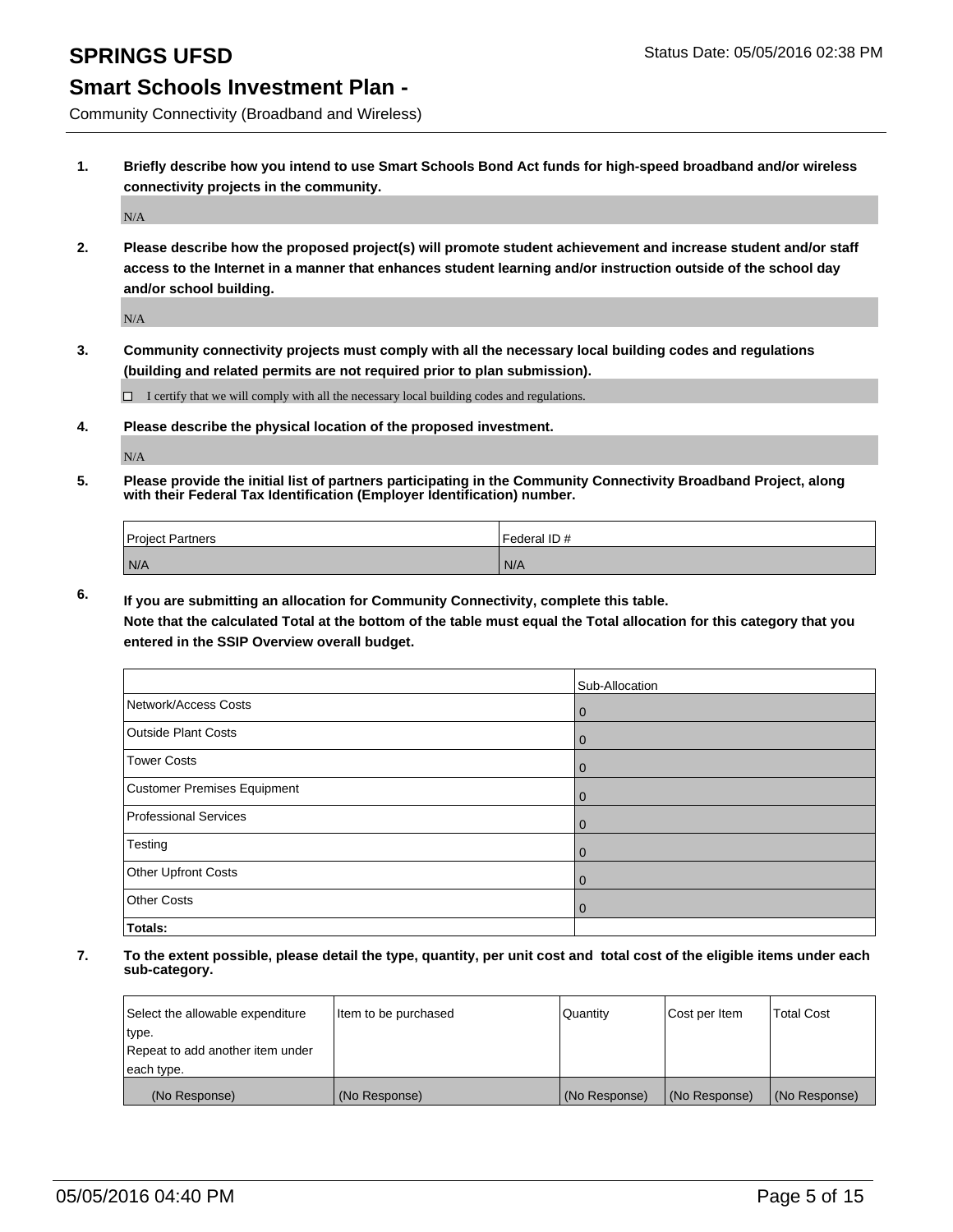# SPRINGS UFSD

Status Date: 05/05/2016 02:38 PM

## Smart Schools Investment Plan -

Community Connectivity (Broadband and Wireless)

**1. Briefly describe how you intend to use Smart Schools Bond Act funds for high-speed broadband and/or wireless connectivity projects in the community.**

N/A

**2. Please describe how the proposed project(s) will promote student achievement and increase student and/or staff access to the Internet in a manner that enhances student learning and/or instruction outside of the school day and/or school building.**

N/A

**3. Community connectivity projects must comply with all the necessary local building codes and regulations (building and related permits are not required prior to plan submission).**

☐ I certify that we will comply with all the necessary local building codes and regulations.

**4. Please describe the physical location of the proposed investment.**

N/A

**5. Please provide the initial list of partners participating in the Community Connectivity Broadband Project, along with their Federal Tax Identification (Employer Identification) number.**

| Project Partners | Federal ID # |
|---|---|
| N/A | N/A |

**6. If you are submitting an allocation for Community Connectivity, complete this table.**
**Note that the calculated Total at the bottom of the table must equal the Total allocation for this category that you entered in the SSIP Overview overall budget.**

| | Sub-Allocation |
|---|---|
| Network/Access Costs | 0 |
| Outside Plant Costs | 0 |
| Tower Costs | 0 |
| Customer Premises Equipment | 0 |
| Professional Services | 0 |
| Testing | 0 |
| Other Upfront Costs | 0 |
| Other Costs | 0 |
| **Totals:** | |

**7. To the extent possible, please detail the type, quantity, per unit cost and total cost of the eligible items under each sub-category.**

| Select the allowable expenditure type. Repeat to add another item under each type. | Item to be purchased | Quantity | Cost per Item | Total Cost |
|---|---|---|---|---|
| (No Response) | (No Response) | (No Response) | (No Response) | (No Response) |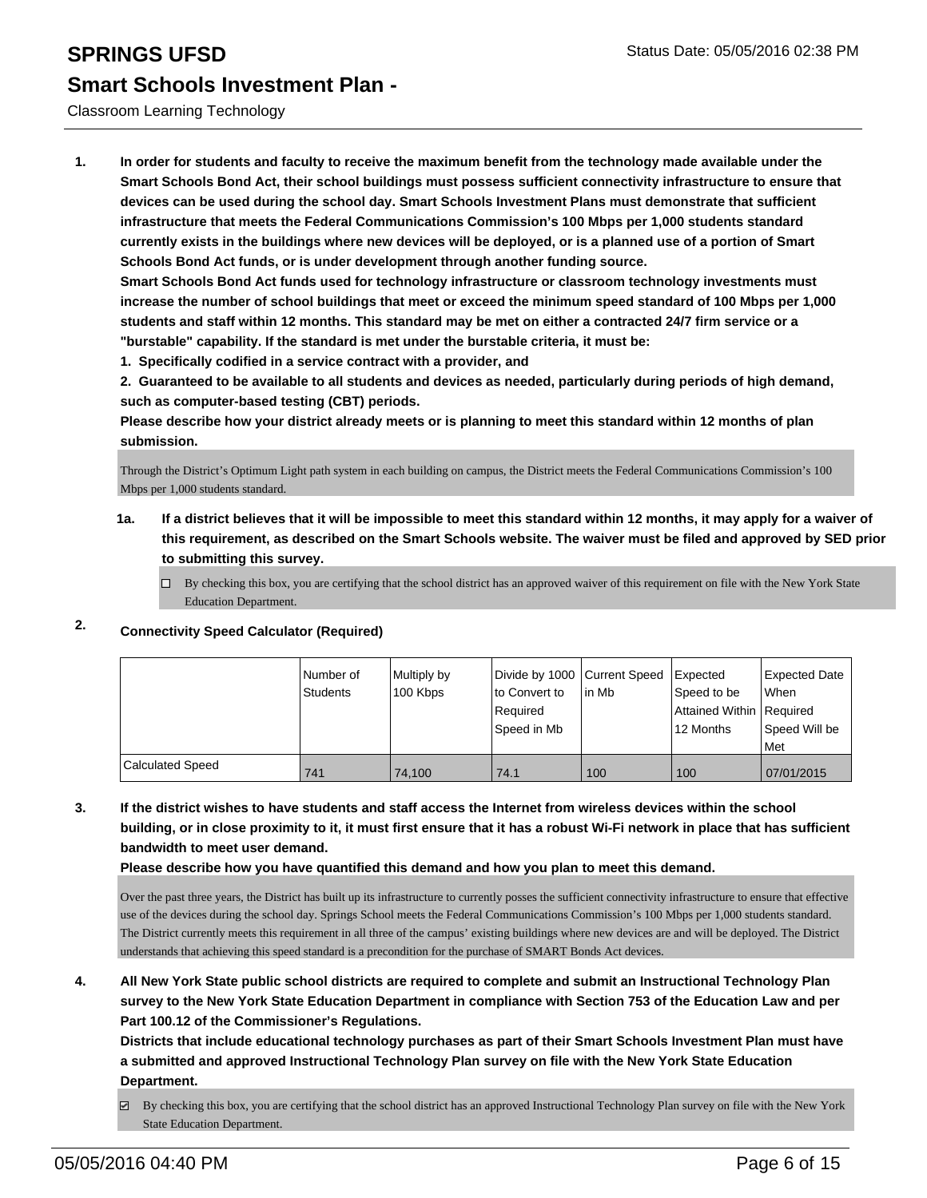# SPRINGS UFSD

Status Date: 05/05/2016 02:38 PM

## Smart Schools Investment Plan -

Classroom Learning Technology

**1. In order for students and faculty to receive the maximum benefit from the technology made available under the Smart Schools Bond Act, their school buildings must possess sufficient connectivity infrastructure to ensure that devices can be used during the school day. Smart Schools Investment Plans must demonstrate that sufficient infrastructure that meets the Federal Communications Commission's 100 Mbps per 1,000 students standard currently exists in the buildings where new devices will be deployed, or is a planned use of a portion of Smart Schools Bond Act funds, or is under development through another funding source.**

**Smart Schools Bond Act funds used for technology infrastructure or classroom technology investments must increase the number of school buildings that meet or exceed the minimum speed standard of 100 Mbps per 1,000 students and staff within 12 months. This standard may be met on either a contracted 24/7 firm service or a "burstable" capability. If the standard is met under the burstable criteria, it must be:**

**1. Specifically codified in a service contract with a provider, and**

**2. Guaranteed to be available to all students and devices as needed, particularly during periods of high demand, such as computer-based testing (CBT) periods.**

**Please describe how your district already meets or is planning to meet this standard within 12 months of plan submission.**

Through the District's Optimum Light path system in each building on campus, the District meets the Federal Communications Commission's 100 Mbps per 1,000 students standard.

**1a. If a district believes that it will be impossible to meet this standard within 12 months, it may apply for a waiver of this requirement, as described on the Smart Schools website. The waiver must be filed and approved by SED prior to submitting this survey.**

☐ By checking this box, you are certifying that the school district has an approved waiver of this requirement on file with the New York State Education Department.

**2. Connectivity Speed Calculator (Required)**

| | Number of Students | Multiply by 100 Kbps | Divide by 1000 to Convert to Required Speed in Mb | Current Speed in Mb | Expected Speed to be Attained Within 12 Months | Expected Date When Required Speed Will be Met |
|---|---|---|---|---|---|---|
| Calculated Speed | 741 | 74,100 | 74.1 | 100 | 100 | 07/01/2015 |

**3. If the district wishes to have students and staff access the Internet from wireless devices within the school building, or in close proximity to it, it must first ensure that it has a robust Wi-Fi network in place that has sufficient bandwidth to meet user demand.**

**Please describe how you have quantified this demand and how you plan to meet this demand.**

Over the past three years, the District has built up its infrastructure to currently posses the sufficient connectivity infrastructure to ensure that effective use of the devices during the school day. Springs School meets the Federal Communications Commission's 100 Mbps per 1,000 students standard. The District currently meets this requirement in all three of the campus' existing buildings where new devices are and will be deployed. The District understands that achieving this speed standard is a precondition for the purchase of SMART Bonds Act devices.

**4. All New York State public school districts are required to complete and submit an Instructional Technology Plan survey to the New York State Education Department in compliance with Section 753 of the Education Law and per Part 100.12 of the Commissioner's Regulations.**

**Districts that include educational technology purchases as part of their Smart Schools Investment Plan must have a submitted and approved Instructional Technology Plan survey on file with the New York State Education Department.**

☑ By checking this box, you are certifying that the school district has an approved Instructional Technology Plan survey on file with the New York State Education Department.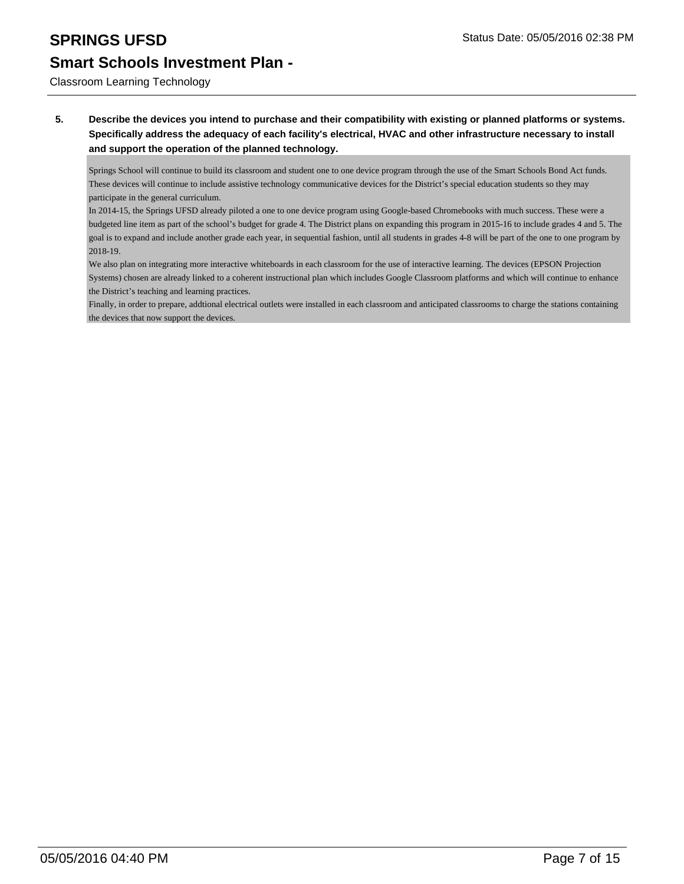**5. Describe the devices you intend to purchase and their compatibility with existing or planned platforms or systems. Specifically address the adequacy of each facility's electrical, HVAC and other infrastructure necessary to install and support the operation of the planned technology.**

Springs School will continue to build its classroom and student one to one device program through the use of the Smart Schools Bond Act funds. These devices will continue to include assistive technology communicative devices for the District's special education students so they may participate in the general curriculum.

In 2014-15, the Springs UFSD already piloted a one to one device program using Google-based Chromebooks with much success. These were a budgeted line item as part of the school's budget for grade 4. The District plans on expanding this program in 2015-16 to include grades 4 and 5. The goal is to expand and include another grade each year, in sequential fashion, until all students in grades 4-8 will be part of the one to one program by 2018-19.

We also plan on integrating more interactive whiteboards in each classroom for the use of interactive learning. The devices (EPSON Projection Systems) chosen are already linked to a coherent instructional plan which includes Google Classroom platforms and which will continue to enhance the District's teaching and learning practices.

Finally, in order to prepare, addtional electrical outlets were installed in each classroom and anticipated classrooms to charge the stations containing the devices that now support the devices.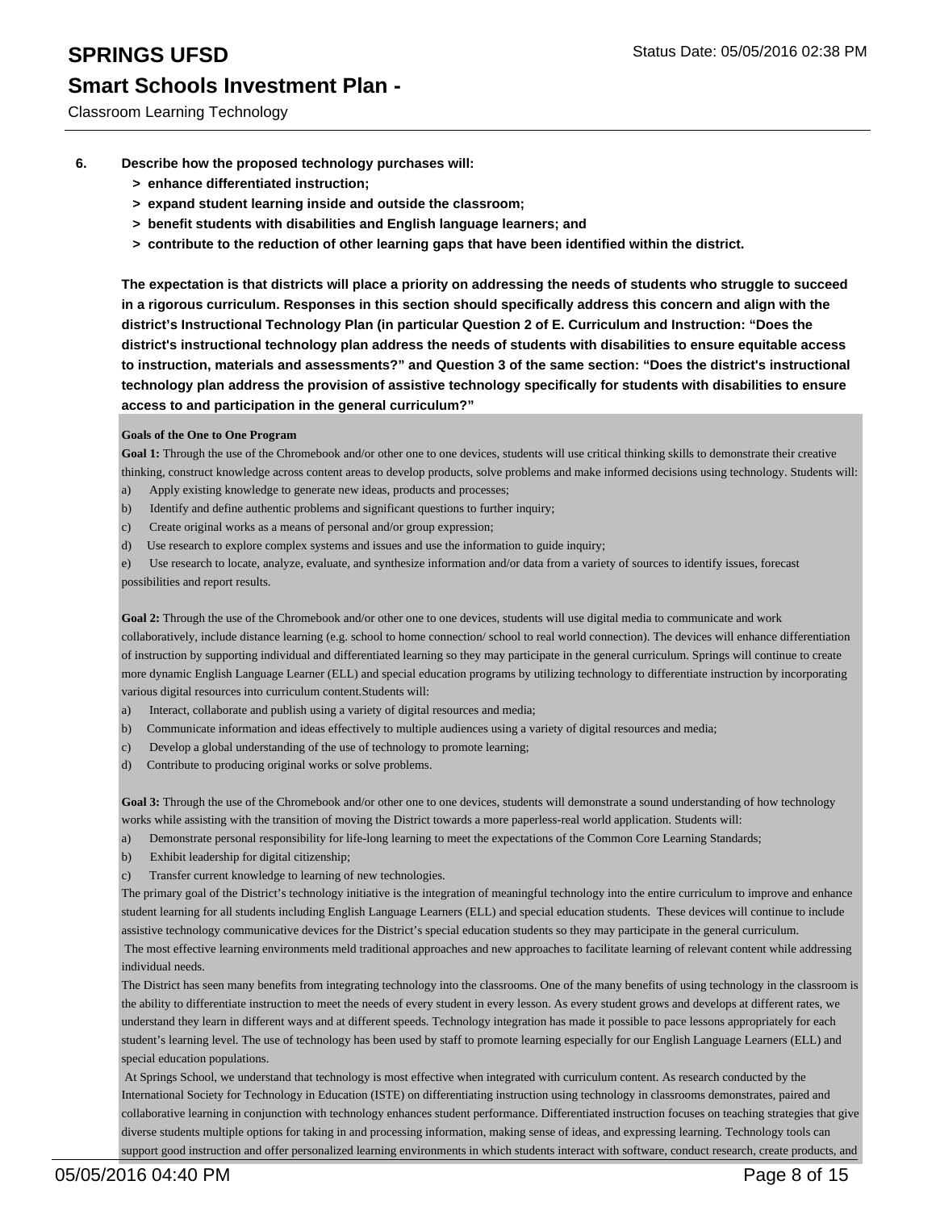6. **Describe how the proposed technology purchases will:**
   - **> enhance differentiated instruction;**
   - **> expand student learning inside and outside the classroom;**
   - **> benefit students with disabilities and English language learners; and**
   - **> contribute to the reduction of other learning gaps that have been identified within the district.**

**The expectation is that districts will place a priority on addressing the needs of students who struggle to succeed in a rigorous curriculum. Responses in this section should specifically address this concern and align with the district's Instructional Technology Plan (in particular Question 2 of E. Curriculum and Instruction: "Does the district's instructional technology plan address the needs of students with disabilities to ensure equitable access to instruction, materials and assessments?" and Question 3 of the same section: "Does the district's instructional technology plan address the provision of assistive technology specifically for students with disabilities to ensure access to and participation in the general curriculum?"**

**Goals of the One to One Program**

**Goal 1:** Through the use of the Chromebook and/or other one to one devices, students will use critical thinking skills to demonstrate their creative thinking, construct knowledge across content areas to develop products, solve problems and make informed decisions using technology. Students will:

a) Apply existing knowledge to generate new ideas, products and processes;
b) Identify and define authentic problems and significant questions to further inquiry;
c) Create original works as a means of personal and/or group expression;
d) Use research to explore complex systems and issues and use the information to guide inquiry;
e) Use research to locate, analyze, evaluate, and synthesize information and/or data from a variety of sources to identify issues, forecast possibilities and report results.

**Goal 2:** Through the use of the Chromebook and/or other one to one devices, students will use digital media to communicate and work collaboratively, include distance learning (e.g. school to home connection/ school to real world connection). The devices will enhance differentiation of instruction by supporting individual and differentiated learning so they may participate in the general curriculum. Springs will continue to create more dynamic English Language Learner (ELL) and special education programs by utilizing technology to differentiate instruction by incorporating various digital resources into curriculum content.Students will:

a) Interact, collaborate and publish using a variety of digital resources and media;
b) Communicate information and ideas effectively to multiple audiences using a variety of digital resources and media;
c) Develop a global understanding of the use of technology to promote learning;
d) Contribute to producing original works or solve problems.

**Goal 3:** Through the use of the Chromebook and/or other one to one devices, students will demonstrate a sound understanding of how technology works while assisting with the transition of moving the District towards a more paperless-real world application. Students will:

a) Demonstrate personal responsibility for life-long learning to meet the expectations of the Common Core Learning Standards;
b) Exhibit leadership for digital citizenship;
c) Transfer current knowledge to learning of new technologies.

The primary goal of the District's technology initiative is the integration of meaningful technology into the entire curriculum to improve and enhance student learning for all students including English Language Learners (ELL) and special education students. These devices will continue to include assistive technology communicative devices for the District's special education students so they may participate in the general curriculum.

The most effective learning environments meld traditional approaches and new approaches to facilitate learning of relevant content while addressing individual needs.

The District has seen many benefits from integrating technology into the classrooms. One of the many benefits of using technology in the classroom is the ability to differentiate instruction to meet the needs of every student in every lesson. As every student grows and develops at different rates, we understand they learn in different ways and at different speeds. Technology integration has made it possible to pace lessons appropriately for each student's learning level. The use of technology has been used by staff to promote learning especially for our English Language Learners (ELL) and special education populations.

At Springs School, we understand that technology is most effective when integrated with curriculum content. As research conducted by the International Society for Technology in Education (ISTE) on differentiating instruction using technology in classrooms demonstrates, paired and collaborative learning in conjunction with technology enhances student performance. Differentiated instruction focuses on teaching strategies that give diverse students multiple options for taking in and processing information, making sense of ideas, and expressing learning. Technology tools can support good instruction and offer personalized learning environments in which students interact with software, conduct research, create products, and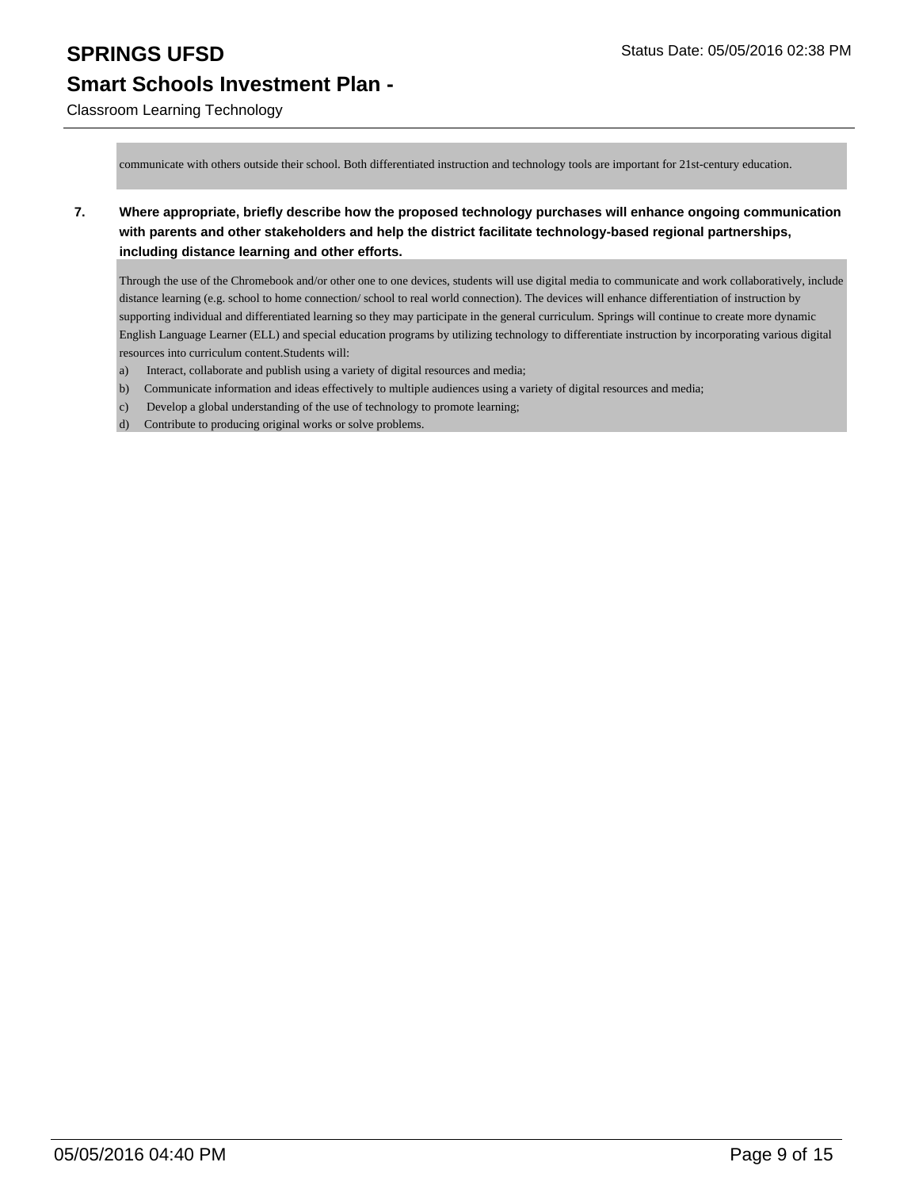communicate with others outside their school. Both differentiated instruction and technology tools are important for 21st-century education.

**7. Where appropriate, briefly describe how the proposed technology purchases will enhance ongoing communication with parents and other stakeholders and help the district facilitate technology-based regional partnerships, including distance learning and other efforts.**

Through the use of the Chromebook and/or other one to one devices, students will use digital media to communicate and work collaboratively, include distance learning (e.g. school to home connection/ school to real world connection). The devices will enhance differentiation of instruction by supporting individual and differentiated learning so they may participate in the general curriculum. Springs will continue to create more dynamic English Language Learner (ELL) and special education programs by utilizing technology to differentiate instruction by incorporating various digital resources into curriculum content.Students will:

a) Interact, collaborate and publish using a variety of digital resources and media;

b) Communicate information and ideas effectively to multiple audiences using a variety of digital resources and media;

c) Develop a global understanding of the use of technology to promote learning;

d) Contribute to producing original works or solve problems.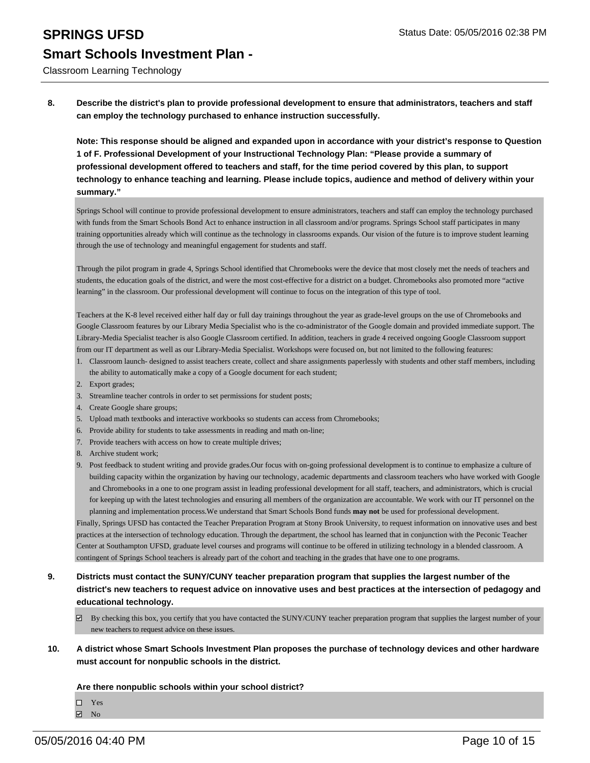**8. Describe the district's plan to provide professional development to ensure that administrators, teachers and staff can employ the technology purchased to enhance instruction successfully.**

**Note: This response should be aligned and expanded upon in accordance with your district's response to Question 1 of F. Professional Development of your Instructional Technology Plan: "Please provide a summary of professional development offered to teachers and staff, for the time period covered by this plan, to support technology to enhance teaching and learning. Please include topics, audience and method of delivery within your summary."**

Springs School will continue to provide professional development to ensure administrators, teachers and staff can employ the technology purchased with funds from the Smart Schools Bond Act to enhance instruction in all classroom and/or programs. Springs School staff participates in many training opportunities already which will continue as the technology in classrooms expands. Our vision of the future is to improve student learning through the use of technology and meaningful engagement for students and staff.

Through the pilot program in grade 4, Springs School identified that Chromebooks were the device that most closely met the needs of teachers and students, the education goals of the district, and were the most cost-effective for a district on a budget. Chromebooks also promoted more "active learning" in the classroom. Our professional development will continue to focus on the integration of this type of tool.

Teachers at the K-8 level received either half day or full day trainings throughout the year as grade-level groups on the use of Chromebooks and Google Classroom features by our Library Media Specialist who is the co-administrator of the Google domain and provided immediate support. The Library-Media Specialist teacher is also Google Classroom certified. In addition, teachers in grade 4 received ongoing Google Classroom support from our IT department as well as our Library-Media Specialist. Workshops were focused on, but not limited to the following features:

1. Classroom launch- designed to assist teachers create, collect and share assignments paperlessly with students and other staff members, including the ability to automatically make a copy of a Google document for each student;
2. Export grades;
3. Streamline teacher controls in order to set permissions for student posts;
4. Create Google share groups;
5. Upload math textbooks and interactive workbooks so students can access from Chromebooks;
6. Provide ability for students to take assessments in reading and math on-line;
7. Provide teachers with access on how to create multiple drives;
8. Archive student work;
9. Post feedback to student writing and provide grades.Our focus with on-going professional development is to continue to emphasize a culture of building capacity within the organization by having our technology, academic departments and classroom teachers who have worked with Google and Chromebooks in a one to one program assist in leading professional development for all staff, teachers, and administrators, which is crucial for keeping up with the latest technologies and ensuring all members of the organization are accountable. We work with our IT personnel on the planning and implementation process.We understand that Smart Schools Bond funds **may not** be used for professional development.

Finally, Springs UFSD has contacted the Teacher Preparation Program at Stony Brook University, to request information on innovative uses and best practices at the intersection of technology education. Through the department, the school has learned that in conjunction with the Peconic Teacher Center at Southampton UFSD, graduate level courses and programs will continue to be offered in utilizing technology in a blended classroom. A contingent of Springs School teachers is already part of the cohort and teaching in the grades that have one to one programs.

**9. Districts must contact the SUNY/CUNY teacher preparation program that supplies the largest number of the district's new teachers to request advice on innovative uses and best practices at the intersection of pedagogy and educational technology.**

☑ By checking this box, you certify that you have contacted the SUNY/CUNY teacher preparation program that supplies the largest number of your new teachers to request advice on these issues.

**10. A district whose Smart Schools Investment Plan proposes the purchase of technology devices and other hardware must account for nonpublic schools in the district.**

**Are there nonpublic schools within your school district?**

☐ Yes
☑ No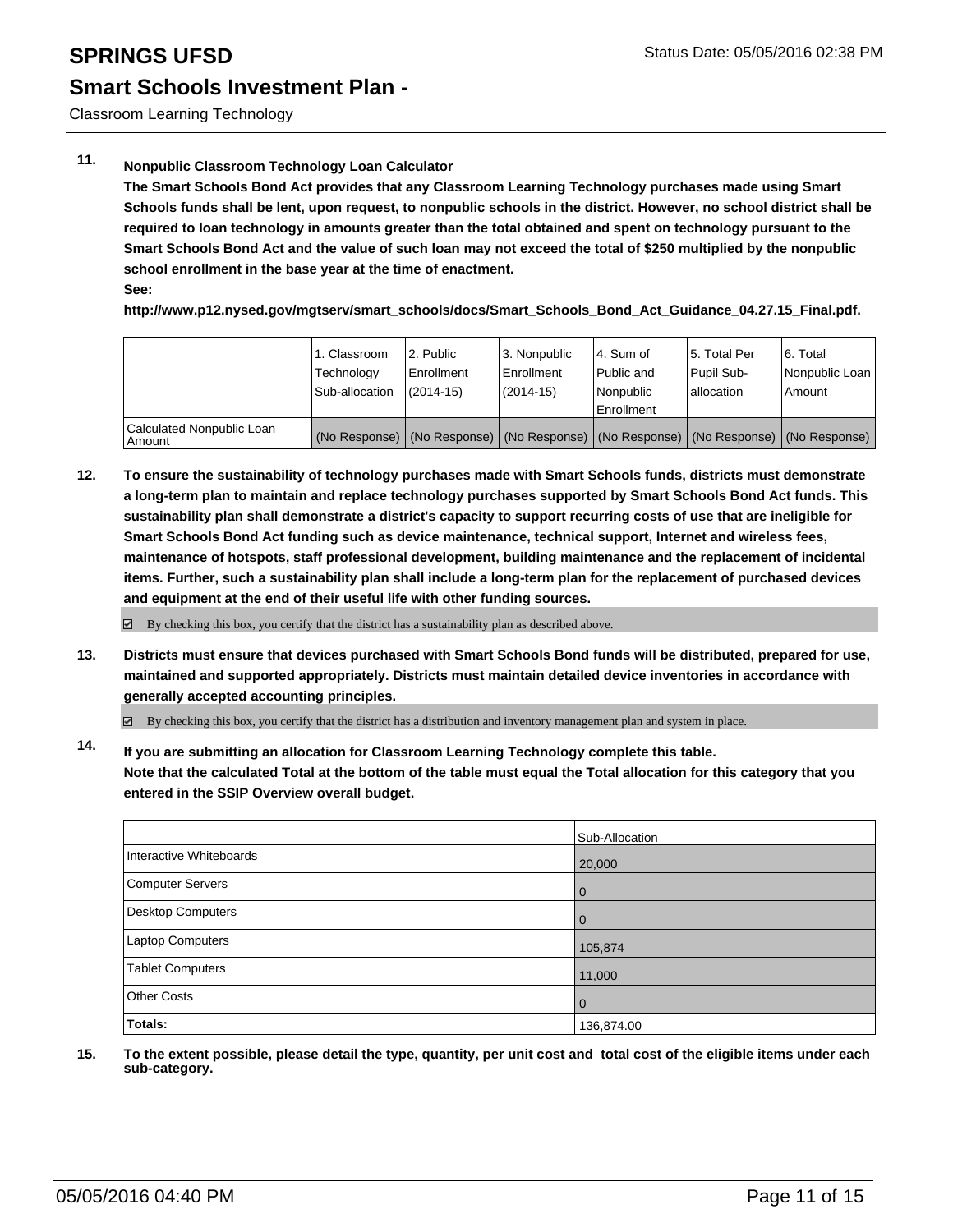# SPRINGS UFSD

Status Date: 05/05/2016 02:38 PM

## Smart Schools Investment Plan -

Classroom Learning Technology

**11. Nonpublic Classroom Technology Loan Calculator**

**The Smart Schools Bond Act provides that any Classroom Learning Technology purchases made using Smart Schools funds shall be lent, upon request, to nonpublic schools in the district. However, no school district shall be required to loan technology in amounts greater than the total obtained and spent on technology pursuant to the Smart Schools Bond Act and the value of such loan may not exceed the total of $250 multiplied by the nonpublic school enrollment in the base year at the time of enactment.**

**See:**

**http://www.p12.nysed.gov/mgtserv/smart_schools/docs/Smart_Schools_Bond_Act_Guidance_04.27.15_Final.pdf.**

| | 1. Classroom Technology Sub-allocation | 2. Public Enrollment (2014-15) | 3. Nonpublic Enrollment (2014-15) | 4. Sum of Public and Nonpublic Enrollment | 5. Total Per Pupil Sub-allocation | 6. Total Nonpublic Loan Amount |
|---|---|---|---|---|---|---|
| Calculated Nonpublic Loan Amount | (No Response) | (No Response) | (No Response) | (No Response) | (No Response) | (No Response) |

**12. To ensure the sustainability of technology purchases made with Smart Schools funds, districts must demonstrate a long-term plan to maintain and replace technology purchases supported by Smart Schools Bond Act funds. This sustainability plan shall demonstrate a district's capacity to support recurring costs of use that are ineligible for Smart Schools Bond Act funding such as device maintenance, technical support, Internet and wireless fees, maintenance of hotspots, staff professional development, building maintenance and the replacement of incidental items. Further, such a sustainability plan shall include a long-term plan for the replacement of purchased devices and equipment at the end of their useful life with other funding sources.**

☑ By checking this box, you certify that the district has a sustainability plan as described above.

**13. Districts must ensure that devices purchased with Smart Schools Bond funds will be distributed, prepared for use, maintained and supported appropriately. Districts must maintain detailed device inventories in accordance with generally accepted accounting principles.**

☑ By checking this box, you certify that the district has a distribution and inventory management plan and system in place.

**14. If you are submitting an allocation for Classroom Learning Technology complete this table. Note that the calculated Total at the bottom of the table must equal the Total allocation for this category that you entered in the SSIP Overview overall budget.**

| | Sub-Allocation |
|---|---|
| Interactive Whiteboards | 20,000 |
| Computer Servers | 0 |
| Desktop Computers | 0 |
| Laptop Computers | 105,874 |
| Tablet Computers | 11,000 |
| Other Costs | 0 |
| **Totals:** | 136,874.00 |

**15. To the extent possible, please detail the type, quantity, per unit cost and total cost of the eligible items under each sub-category.**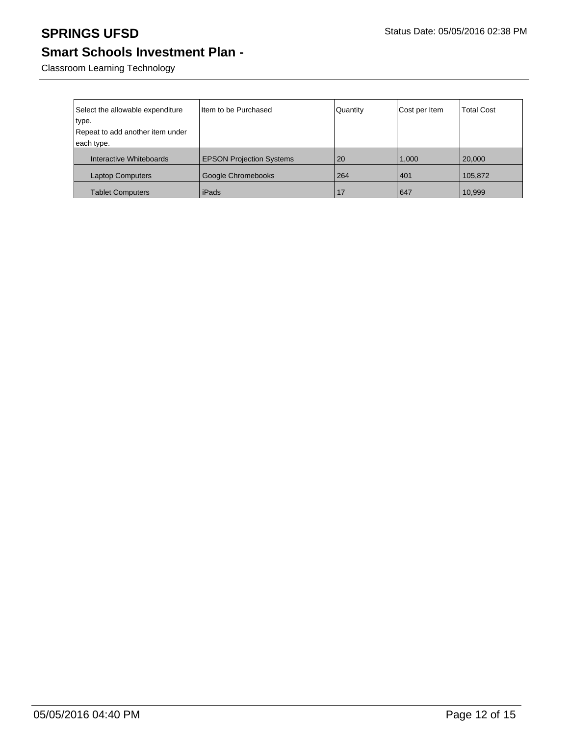# SPRINGS UFSD

Status Date: 05/05/2016 02:38 PM

## Smart Schools Investment Plan -

Classroom Learning Technology

| Select the allowable expenditure type. Repeat to add another item under each type. | Item to be Purchased | Quantity | Cost per Item | Total Cost |
|---|---|---|---|---|
| Interactive Whiteboards | EPSON Projection Systems | 20 | 1,000 | 20,000 |
| Laptop Computers | Google Chromebooks | 264 | 401 | 105,872 |
| Tablet Computers | iPads | 17 | 647 | 10,999 |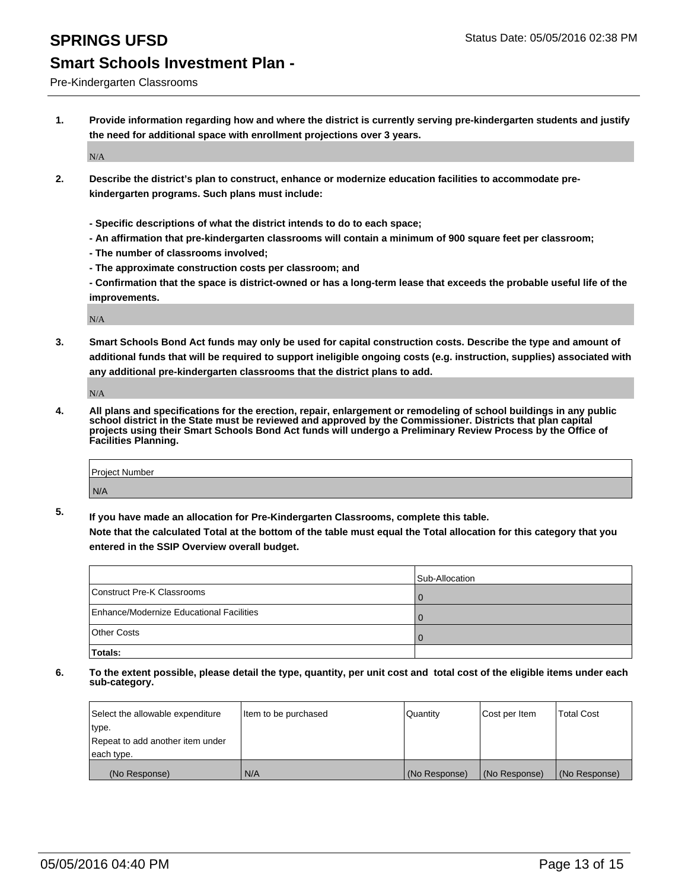# SPRINGS UFSD

Status Date: 05/05/2016 02:38 PM

## Smart Schools Investment Plan -

Pre-Kindergarten Classrooms

**1. Provide information regarding how and where the district is currently serving pre-kindergarten students and justify the need for additional space with enrollment projections over 3 years.**

N/A

**2. Describe the district's plan to construct, enhance or modernize education facilities to accommodate pre-kindergarten programs. Such plans must include:**

**- Specific descriptions of what the district intends to do to each space;**
**- An affirmation that pre-kindergarten classrooms will contain a minimum of 900 square feet per classroom;**
**- The number of classrooms involved;**
**- The approximate construction costs per classroom; and**
**- Confirmation that the space is district-owned or has a long-term lease that exceeds the probable useful life of the improvements.**

N/A

**3. Smart Schools Bond Act funds may only be used for capital construction costs. Describe the type and amount of additional funds that will be required to support ineligible ongoing costs (e.g. instruction, supplies) associated with any additional pre-kindergarten classrooms that the district plans to add.**

N/A

**4. All plans and specifications for the erection, repair, enlargement or remodeling of school buildings in any public school district in the State must be reviewed and approved by the Commissioner. Districts that plan capital projects using their Smart Schools Bond Act funds will undergo a Preliminary Review Process by the Office of Facilities Planning.**

| Project Number |
|---|
| N/A |

**5. If you have made an allocation for Pre-Kindergarten Classrooms, complete this table.**
**Note that the calculated Total at the bottom of the table must equal the Total allocation for this category that you entered in the SSIP Overview overall budget.**

| | Sub-Allocation |
|---|---|
| Construct Pre-K Classrooms | 0 |
| Enhance/Modernize Educational Facilities | 0 |
| Other Costs | 0 |
| **Totals:** | |

**6. To the extent possible, please detail the type, quantity, per unit cost and total cost of the eligible items under each sub-category.**

| Select the allowable expenditure type. Repeat to add another item under each type. | Item to be purchased | Quantity | Cost per Item | Total Cost |
|---|---|---|---|---|
| (No Response) | N/A | (No Response) | (No Response) | (No Response) |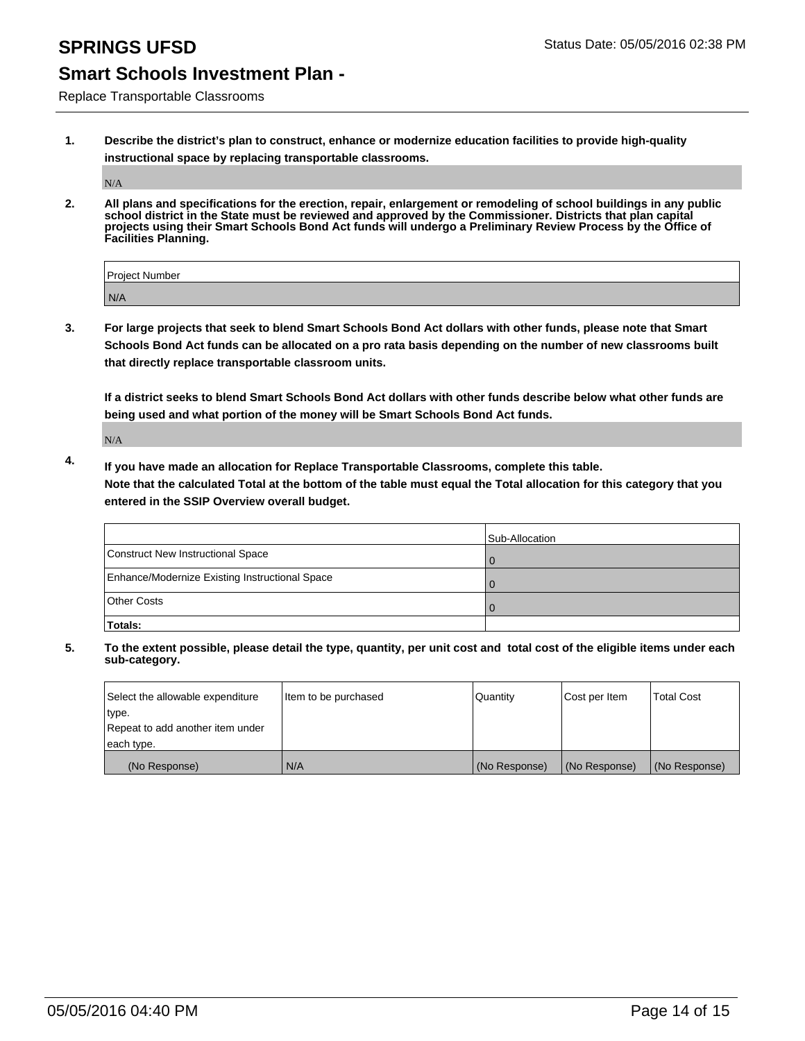# SPRINGS UFSD

Status Date: 05/05/2016 02:38 PM

## Smart Schools Investment Plan -

Replace Transportable Classrooms

1. **Describe the district's plan to construct, enhance or modernize education facilities to provide high-quality instructional space by replacing transportable classrooms.**

   N/A

2. **All plans and specifications for the erection, repair, enlargement or remodeling of school buildings in any public school district in the State must be reviewed and approved by the Commissioner. Districts that plan capital projects using their Smart Schools Bond Act funds will undergo a Preliminary Review Process by the Office of Facilities Planning.**

| Project Number |
|---|
| N/A |

3. **For large projects that seek to blend Smart Schools Bond Act dollars with other funds, please note that Smart Schools Bond Act funds can be allocated on a pro rata basis depending on the number of new classrooms built that directly replace transportable classroom units.**

   **If a district seeks to blend Smart Schools Bond Act dollars with other funds describe below what other funds are being used and what portion of the money will be Smart Schools Bond Act funds.**

   N/A

4. **If you have made an allocation for Replace Transportable Classrooms, complete this table. Note that the calculated Total at the bottom of the table must equal the Total allocation for this category that you entered in the SSIP Overview overall budget.**

| | Sub-Allocation |
|---|---|
| Construct New Instructional Space | 0 |
| Enhance/Modernize Existing Instructional Space | 0 |
| Other Costs | 0 |
| **Totals:** | |

5. **To the extent possible, please detail the type, quantity, per unit cost and total cost of the eligible items under each sub-category.**

| Select the allowable expenditure type. Repeat to add another item under each type. | Item to be purchased | Quantity | Cost per Item | Total Cost |
|---|---|---|---|---|
| (No Response) | N/A | (No Response) | (No Response) | (No Response) |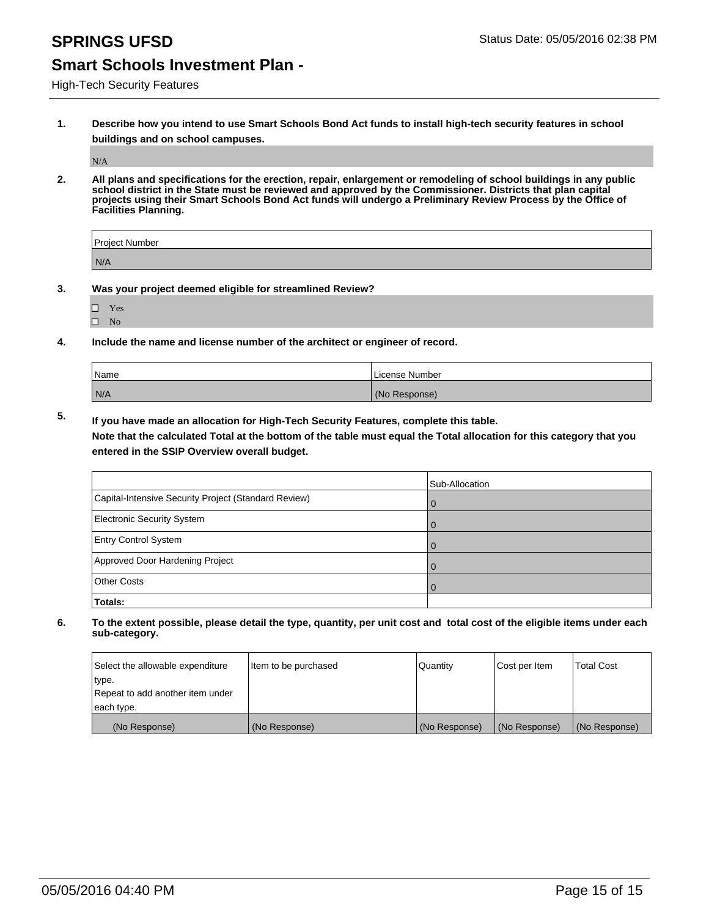## SPRINGS UFSD

Status Date: 05/05/2016 02:38 PM

## Smart Schools Investment Plan -

High-Tech Security Features

**1. Describe how you intend to use Smart Schools Bond Act funds to install high-tech security features in school buildings and on school campuses.**

N/A

**2. All plans and specifications for the erection, repair, enlargement or remodeling of school buildings in any public school district in the State must be reviewed and approved by the Commissioner. Districts that plan capital projects using their Smart Schools Bond Act funds will undergo a Preliminary Review Process by the Office of Facilities Planning.**

| Project Number |
|---|
| N/A |

**3. Was your project deemed eligible for streamlined Review?**

☐ Yes
☐ No

**4. Include the name and license number of the architect or engineer of record.**

| Name | License Number |
|---|---|
| N/A | (No Response) |

**5. If you have made an allocation for High-Tech Security Features, complete this table.**
**Note that the calculated Total at the bottom of the table must equal the Total allocation for this category that you entered in the SSIP Overview overall budget.**

| | Sub-Allocation |
|---|---|
| Capital-Intensive Security Project (Standard Review) | 0 |
| Electronic Security System | 0 |
| Entry Control System | 0 |
| Approved Door Hardening Project | 0 |
| Other Costs | 0 |
| **Totals:** | |

**6. To the extent possible, please detail the type, quantity, per unit cost and total cost of the eligible items under each sub-category.**

| Select the allowable expenditure type. Repeat to add another item under each type. | Item to be purchased | Quantity | Cost per Item | Total Cost |
|---|---|---|---|---|
| (No Response) | (No Response) | (No Response) | (No Response) | (No Response) |